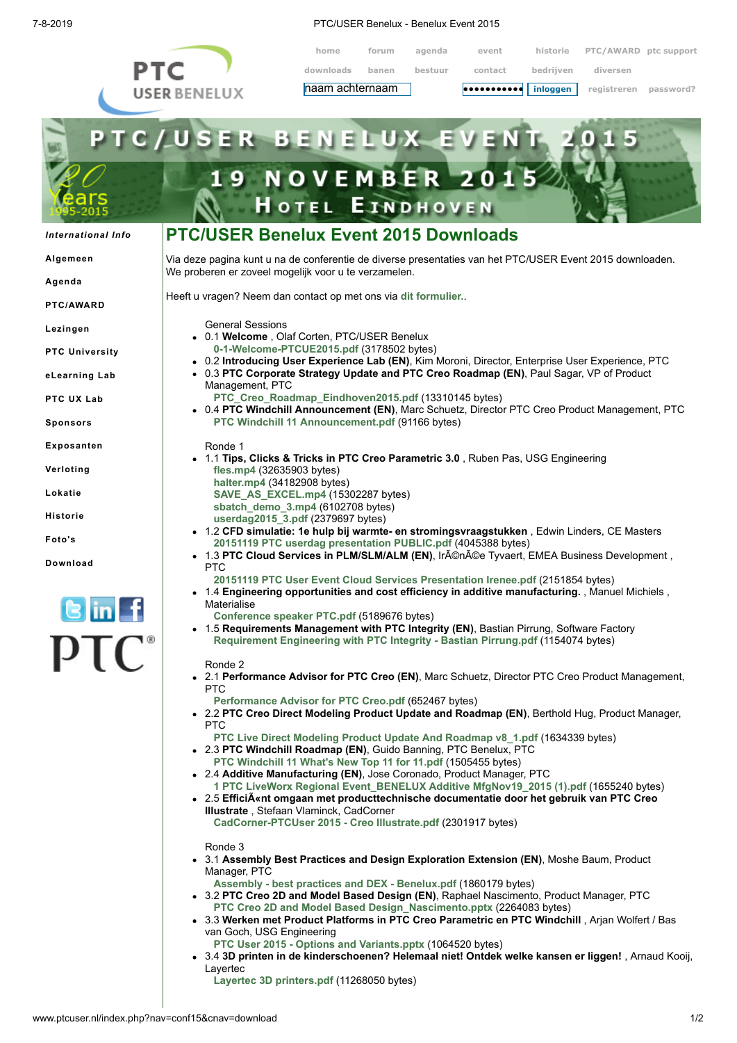home forum agenda event historie PTC/AWARD ptc support
downloads banen bestuur contact bedrijven diversen
naam achternaam inloggen registreren password?

PTC/USER BENELUX EVENT 2015

19 NOVEMBER 2015

HOTEL EINDHOVEN

20 Years 1995-2015

- International Info
- Algemeen
- Agenda
- PTC/AWARD
- Lezingen
- PTC University
- eLearning Lab
- PTC UX Lab
- Sponsors
- Exposanten
- Verloting
- Lokatie
- Historie
- Foto's
- Download

# PTC/USER Benelux Event 2015 Downloads

Via deze pagina kunt u na de conferentie de diverse presentaties van het PTC/USER Event 2015 downloaden. We proberen er zoveel mogelijk voor u te verzamelen.

Heeft u vragen? Neem dan contact op met ons via dit formulier..

General Sessions

- 0.1 **Welcome** , Olaf Corten, PTC/USER Benelux
  0-1-Welcome-PTCUE2015.pdf (3178502 bytes)
- 0.2 **Introducing User Experience Lab (EN)**, Kim Moroni, Director, Enterprise User Experience, PTC
- 0.3 **PTC Corporate Strategy Update and PTC Creo Roadmap (EN)**, Paul Sagar, VP of Product Management, PTC
  PTC_Creo_Roadmap_Eindhoven2015.pdf (13310145 bytes)
- 0.4 **PTC Windchill Announcement (EN)**, Marc Schuetz, Director PTC Creo Product Management, PTC
  PTC Windchill 11 Announcement.pdf (91166 bytes)

Ronde 1

- 1.1 **Tips, Clicks & Tricks in PTC Creo Parametric 3.0** , Ruben Pas, USG Engineering
  fles.mp4 (32635903 bytes)
  halter.mp4 (34182908 bytes)
  SAVE_AS_EXCEL.mp4 (15302287 bytes)
  sbatch_demo_3.mp4 (6102708 bytes)
  userdag2015_3.pdf (2379697 bytes)
- 1.2 **CFD simulatie: 1e hulp bij warmte- en stromingsvraagstukken** , Edwin Linders, CE Masters
  20151119 PTC userdag presentation PUBLIC.pdf (4045388 bytes)
- 1.3 **PTC Cloud Services in PLM/SLM/ALM (EN)**, IrÃ©nÃ©e Tyvaert, EMEA Business Development , PTC
  20151119 PTC User Event Cloud Services Presentation Irenee.pdf (2151854 bytes)
- 1.4 **Engineering opportunities and cost efficiency in additive manufacturing.** , Manuel Michiels , Materialise
  Conference speaker PTC.pdf (5189676 bytes)
- 1.5 **Requirements Management with PTC Integrity (EN)**, Bastian Pirrung, Software Factory
  Requirement Engineering with PTC Integrity - Bastian Pirrung.pdf (1154074 bytes)

Ronde 2

- 2.1 **Performance Advisor for PTC Creo (EN)**, Marc Schuetz, Director PTC Creo Product Management, PTC
  Performance Advisor for PTC Creo.pdf (652467 bytes)
- 2.2 **PTC Creo Direct Modeling Product Update and Roadmap (EN)**, Berthold Hug, Product Manager, PTC
  PTC Live Direct Modeling Product Update And Roadmap v8_1.pdf (1634339 bytes)
- 2.3 **PTC Windchill Roadmap (EN)**, Guido Banning, PTC Benelux, PTC
  PTC Windchill 11 What's New Top 11 for 11.pdf (1505455 bytes)
- 2.4 **Additive Manufacturing (EN)**, Jose Coronado, Product Manager, PTC
  1 PTC LiveWorx Regional Event_BENELUX Additive MfgNov19_2015 (1).pdf (1655240 bytes)
- 2.5 **EfficiÃ«nt omgaan met producttechnische documentatie door het gebruik van PTC Creo Illustrate** , Stefaan Vlaminck, CadCorner
  CadCorner-PTCUser 2015 - Creo Illustrate.pdf (2301917 bytes)

Ronde 3

- 3.1 **Assembly Best Practices and Design Exploration Extension (EN)**, Moshe Baum, Product Manager, PTC
  Assembly - best practices and DEX - Benelux.pdf (1860179 bytes)
- 3.2 **PTC Creo 2D and Model Based Design (EN)**, Raphael Nascimento, Product Manager, PTC
  PTC Creo 2D and Model Based Design_Nascimento.pptx (2264083 bytes)
- 3.3 **Werken met Product Platforms in PTC Creo Parametric en PTC Windchill** , Arjan Wolfert / Bas van Goch, USG Engineering
  PTC User 2015 - Options and Variants.pptx (1064520 bytes)
- 3.4 **3D printen in de kinderschoenen? Helemaal niet! Ontdek welke kansen er liggen!** , Arnaud Kooij, Layertec
  Layertec 3D printers.pdf (11268050 bytes)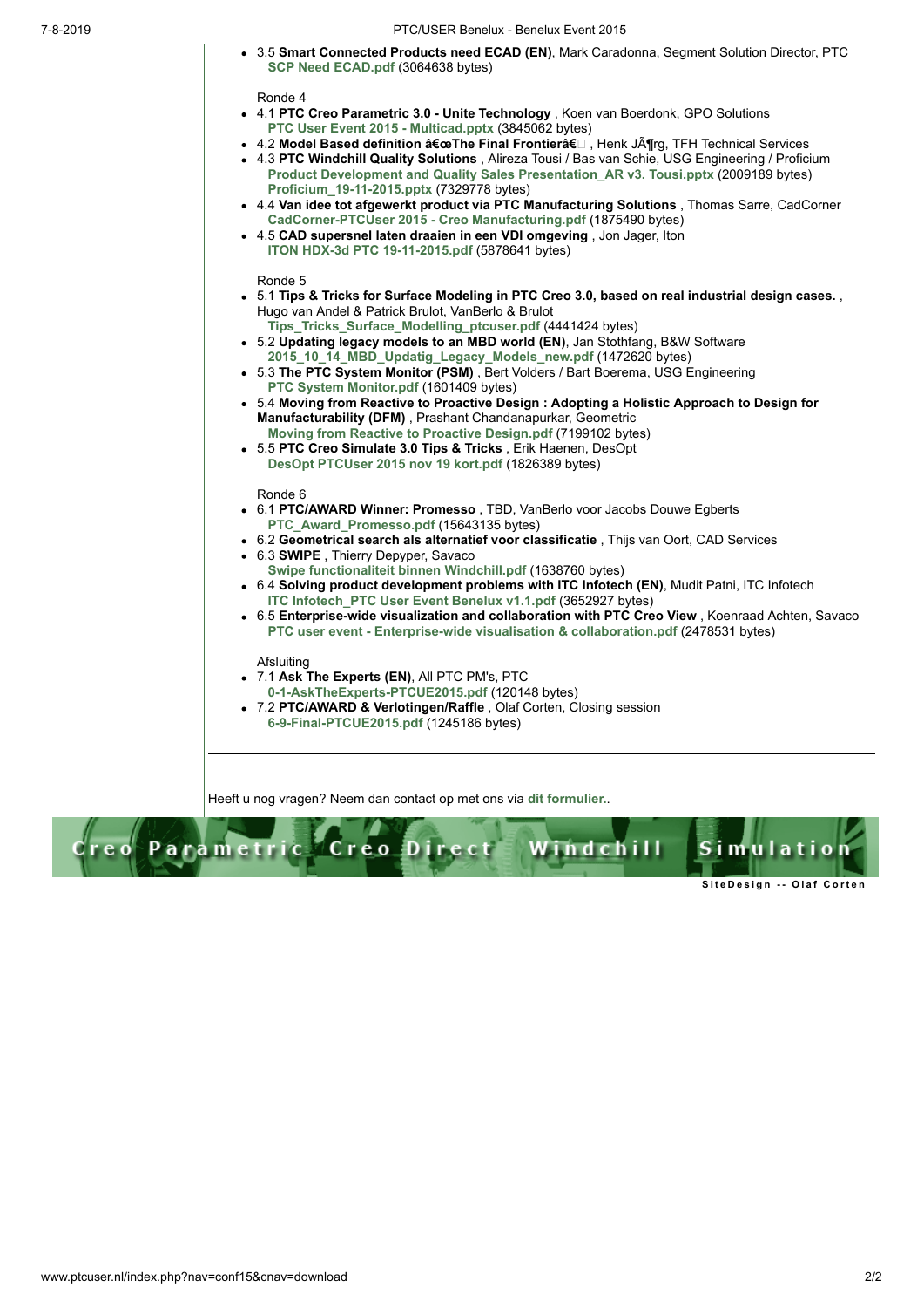- 3.5 **Smart Connected Products need ECAD (EN)**, Mark Caradonna, Segment Solution Director, PTC
  **SCP Need ECAD.pdf** (3064638 bytes)

Ronde 4

- 4.1 **PTC Creo Parametric 3.0 - Unite Technology** , Koen van Boerdonk, GPO Solutions
  **PTC User Event 2015 - Multicad.pptx** (3845062 bytes)
- 4.2 **Model Based definition â€œThe Final Frontierâ€** , Henk JÃ¶rg, TFH Technical Services
- 4.3 **PTC Windchill Quality Solutions** , Alireza Tousi / Bas van Schie, USG Engineering / Proficium
  **Product Development and Quality Sales Presentation_AR v3. Tousi.pptx** (2009189 bytes)
  **Proficium_19-11-2015.pptx** (7329778 bytes)
- 4.4 **Van idee tot afgewerkt product via PTC Manufacturing Solutions** , Thomas Sarre, CadCorner
  **CadCorner-PTCUser 2015 - Creo Manufacturing.pdf** (1875490 bytes)
- 4.5 **CAD supersnel laten draaien in een VDI omgeving** , Jon Jager, Iton
  **ITON HDX-3d PTC 19-11-2015.pdf** (5878641 bytes)

Ronde 5

- 5.1 **Tips & Tricks for Surface Modeling in PTC Creo 3.0, based on real industrial design cases.** , Hugo van Andel & Patrick Brulot, VanBerlo & Brulot
  **Tips_Tricks_Surface_Modelling_ptcuser.pdf** (4441424 bytes)
- 5.2 **Updating legacy models to an MBD world (EN)**, Jan Stothfang, B&W Software
  **2015_10_14_MBD_Updatig_Legacy_Models_new.pdf** (1472620 bytes)
- 5.3 **The PTC System Monitor (PSM)** , Bert Volders / Bart Boerema, USG Engineering
  **PTC System Monitor.pdf** (1601409 bytes)
- 5.4 **Moving from Reactive to Proactive Design : Adopting a Holistic Approach to Design for Manufacturability (DFM)** , Prashant Chandanapurkar, Geometric
  **Moving from Reactive to Proactive Design.pdf** (7199102 bytes)
- 5.5 **PTC Creo Simulate 3.0 Tips & Tricks** , Erik Haenen, DesOpt
  **DesOpt PTCUser 2015 nov 19 kort.pdf** (1826389 bytes)

Ronde 6

- 6.1 **PTC/AWARD Winner: Promesso** , TBD, VanBerlo voor Jacobs Douwe Egberts
  **PTC_Award_Promesso.pdf** (15643135 bytes)
- 6.2 **Geometrical search als alternatief voor classificatie** , Thijs van Oort, CAD Services
- 6.3 **SWIPE** , Thierry Depyper, Savaco
  **Swipe functionaliteit binnen Windchill.pdf** (1638760 bytes)
- 6.4 **Solving product development problems with ITC Infotech (EN)**, Mudit Patni, ITC Infotech
  **ITC Infotech_PTC User Event Benelux v1.1.pdf** (3652927 bytes)
- 6.5 **Enterprise-wide visualization and collaboration with PTC Creo View** , Koenraad Achten, Savaco
  **PTC user event - Enterprise-wide visualisation & collaboration.pdf** (2478531 bytes)

Afsluiting

- 7.1 **Ask The Experts (EN)**, All PTC PM's, PTC
  **0-1-AskTheExperts-PTCUE2015.pdf** (120148 bytes)
- 7.2 **PTC/AWARD & Verlotingen/Raffle** , Olaf Corten, Closing session
  **6-9-Final-PTCUE2015.pdf** (1245186 bytes)

---

Heeft u nog vragen? Neem dan contact op met ons via **dit formulier.**.

Creo Parametric Creo Direct Windchill Simulation

SiteDesign -- Olaf Corten